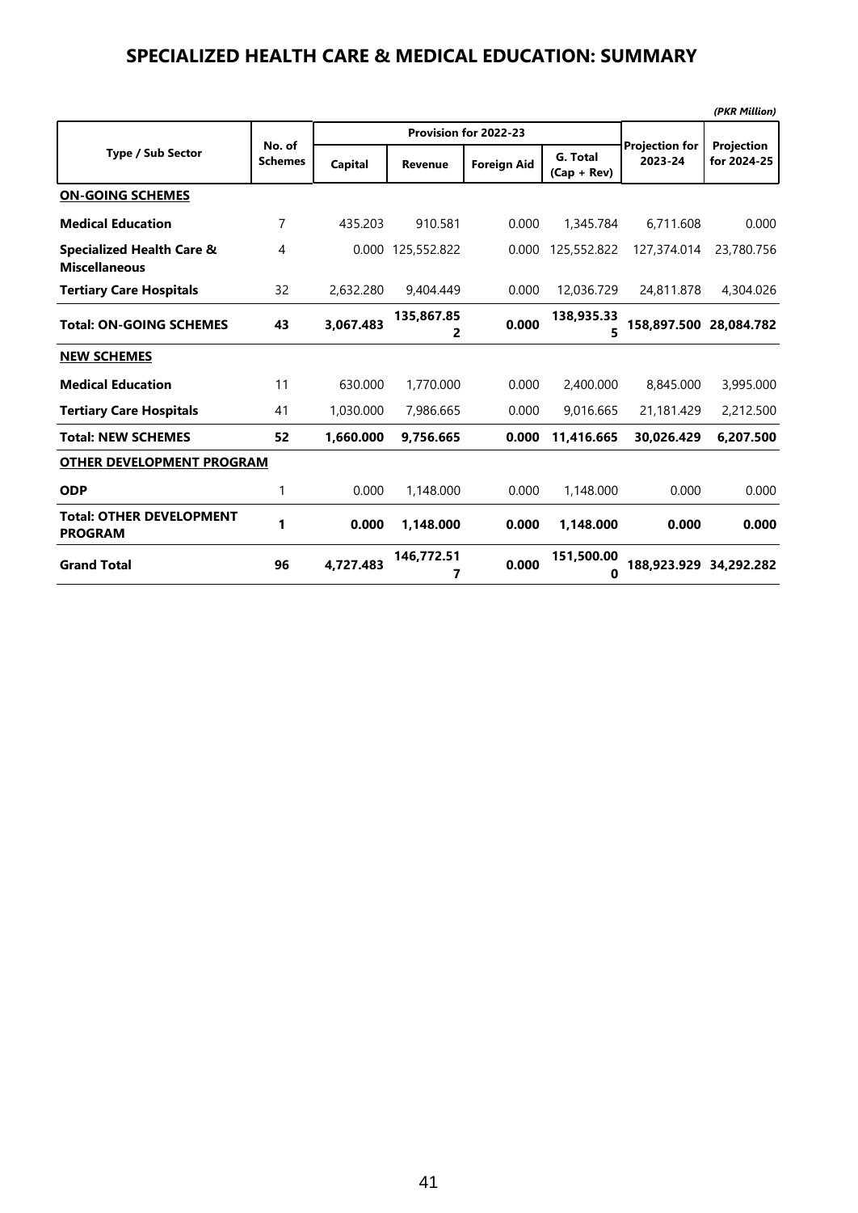# SPECIALIZED HEALTH CARE & MEDICAL EDUCATION: SUMMARY

*(PKR Million)*

| Type / Sub Sector | No. of Schemes | Provision for 2022-23 | | | | Projection for 2023-24 | Projection for 2024-25 |
|---|---|---|---|---|---|---|---|
| | | Capital | Revenue | Foreign Aid | G. Total (Cap + Rev) | | |
| **ON-GOING SCHEMES** | | | | | | | |
| **Medical Education** | 7 | 435.203 | 910.581 | 0.000 | 1,345.784 | 6,711.608 | 0.000 |
| **Specialized Health Care & Miscellaneous** | 4 | 0.000 | 125,552.822 | 0.000 | 125,552.822 | 127,374.014 | 23,780.756 |
| **Tertiary Care Hospitals** | 32 | 2,632.280 | 9,404.449 | 0.000 | 12,036.729 | 24,811.878 | 4,304.026 |
| **Total: ON-GOING SCHEMES** | **43** | **3,067.483** | **135,867.852** | **0.000** | **138,935.335** | **158,897.500** | **28,084.782** |
| **NEW SCHEMES** | | | | | | | |
| **Medical Education** | 11 | 630.000 | 1,770.000 | 0.000 | 2,400.000 | 8,845.000 | 3,995.000 |
| **Tertiary Care Hospitals** | 41 | 1,030.000 | 7,986.665 | 0.000 | 9,016.665 | 21,181.429 | 2,212.500 |
| **Total: NEW SCHEMES** | **52** | **1,660.000** | **9,756.665** | **0.000** | **11,416.665** | **30,026.429** | **6,207.500** |
| **OTHER DEVELOPMENT PROGRAM** | | | | | | | |
| **ODP** | 1 | 0.000 | 1,148.000 | 0.000 | 1,148.000 | 0.000 | 0.000 |
| **Total: OTHER DEVELOPMENT PROGRAM** | **1** | **0.000** | **1,148.000** | **0.000** | **1,148.000** | **0.000** | **0.000** |
| **Grand Total** | **96** | **4,727.483** | **146,772.517** | **0.000** | **151,500.000** | **188,923.929** | **34,292.282** |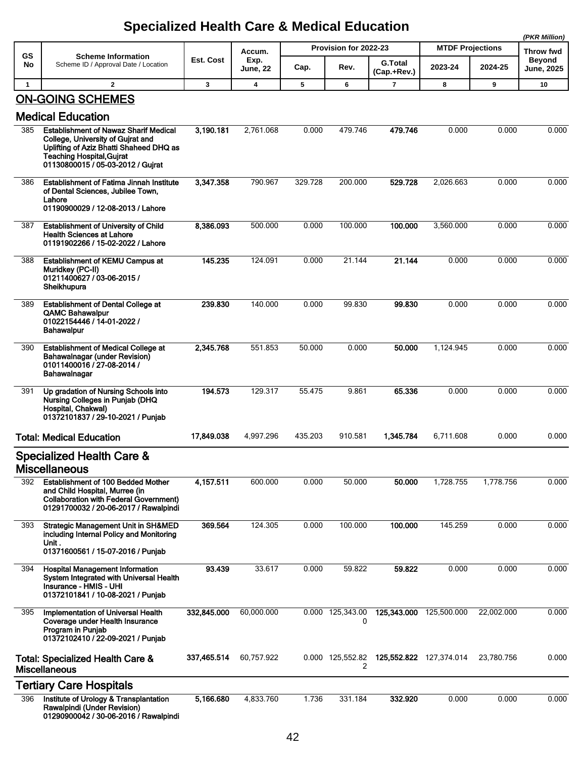# Specialized Health Care & Medical Education

*(PKR Million)*

| GS No | Scheme Information<br>Scheme ID / Approval Date / Location | Est. Cost | Accum. Exp. June, 22 | Provision for 2022-23 | | | MTDF Projections | | Throw fwd Beyond June, 2025 |
|---|---|---|---|---|---|---|---|---|---|
| | | | | Cap. | Rev. | G.Total (Cap.+Rev.) | 2023-24 | 2024-25 | |
| 1 | 2 | 3 | 4 | 5 | 6 | 7 | 8 | 9 | 10 |
| | **ON-GOING SCHEMES** | | | | | | | | |
| | **Medical Education** | | | | | | | | |
| 385 | **Establishment of Nawaz Sharif Medical College, University of Gujrat and Uplifting of Aziz Bhatti Shaheed DHQ as Teaching Hospital,Gujrat 01130800015 / 05-03-2012 / Gujrat** | **3,190.181** | 2,761.068 | 0.000 | 479.746 | **479.746** | 0.000 | 0.000 | 0.000 |
| 386 | **Establishment of Fatima Jinnah Institute of Dental Sciences, Jubilee Town, Lahore 01190900029 / 12-08-2013 / Lahore** | **3,347.358** | 790.967 | 329.728 | 200.000 | **529.728** | 2,026.663 | 0.000 | 0.000 |
| 387 | **Establishment of University of Child Health Sciences at Lahore 01191902266 / 15-02-2022 / Lahore** | **8,386.093** | 500.000 | 0.000 | 100.000 | **100.000** | 3,560.000 | 0.000 | 0.000 |
| 388 | **Establishment of KEMU Campus at Muridkey (PC-II) 01211400627 / 03-06-2015 / Sheikhupura** | **145.235** | 124.091 | 0.000 | 21.144 | **21.144** | 0.000 | 0.000 | 0.000 |
| 389 | **Establishment of Dental College at QAMC Bahawalpur 01022154446 / 14-01-2022 / Bahawalpur** | **239.830** | 140.000 | 0.000 | 99.830 | **99.830** | 0.000 | 0.000 | 0.000 |
| 390 | **Establishment of Medical College at Bahawalnagar (under Revision) 01011400016 / 27-08-2014 / Bahawalnagar** | **2,345.768** | 551.853 | 50.000 | 0.000 | **50.000** | 1,124.945 | 0.000 | 0.000 |
| 391 | **Up gradation of Nursing Schools into Nursing Colleges in Punjab (DHQ Hospital, Chakwal) 01372101837 / 29-10-2021 / Punjab** | **194.573** | 129.317 | 55.475 | 9.861 | **65.336** | 0.000 | 0.000 | 0.000 |
| | **Total: Medical Education** | **17,849.038** | 4,997.296 | 435.203 | 910.581 | **1,345.784** | 6,711.608 | 0.000 | 0.000 |
| | **Specialized Health Care & Miscellaneous** | | | | | | | | |
| 392 | **Establishment of 100 Bedded Mother and Child Hospital, Murree (in Collaboration with Federal Government) 01291700032 / 20-06-2017 / Rawalpindi** | **4,157.511** | 600.000 | 0.000 | 50.000 | **50.000** | 1,728.755 | 1,778.756 | 0.000 |
| 393 | **Strategic Management Unit in SH&MED including Internal Policy and Monitoring Unit . 01371600561 / 15-07-2016 / Punjab** | **369.564** | 124.305 | 0.000 | 100.000 | **100.000** | 145.259 | 0.000 | 0.000 |
| 394 | **Hospital Management Information System Integrated with Universal Health Insurance - HMIS - UHI 01372101841 / 10-08-2021 / Punjab** | **93.439** | 33.617 | 0.000 | 59.822 | **59.822** | 0.000 | 0.000 | 0.000 |
| 395 | **Implementation of Universal Health Coverage under Health Insurance Program in Punjab 01372102410 / 22-09-2021 / Punjab** | **332,845.000** | 60,000.000 | 0.000 | 125,343.000 | **125,343.000** | 125,500.000 | 22,002.000 | 0.000 |
| | **Total: Specialized Health Care & Miscellaneous** | **337,465.514** | 60,757.922 | 0.000 | 125,552.822 | **125,552.822** | 127,374.014 | 23,780.756 | 0.000 |
| | **Tertiary Care Hospitals** | | | | | | | | |
| 396 | **Institute of Urology & Transplantation Rawalpindi (Under Revision) 01290900042 / 30-06-2016 / Rawalpindi** | **5,166.680** | 4,833.760 | 1.736 | 331.184 | **332.920** | 0.000 | 0.000 | 0.000 |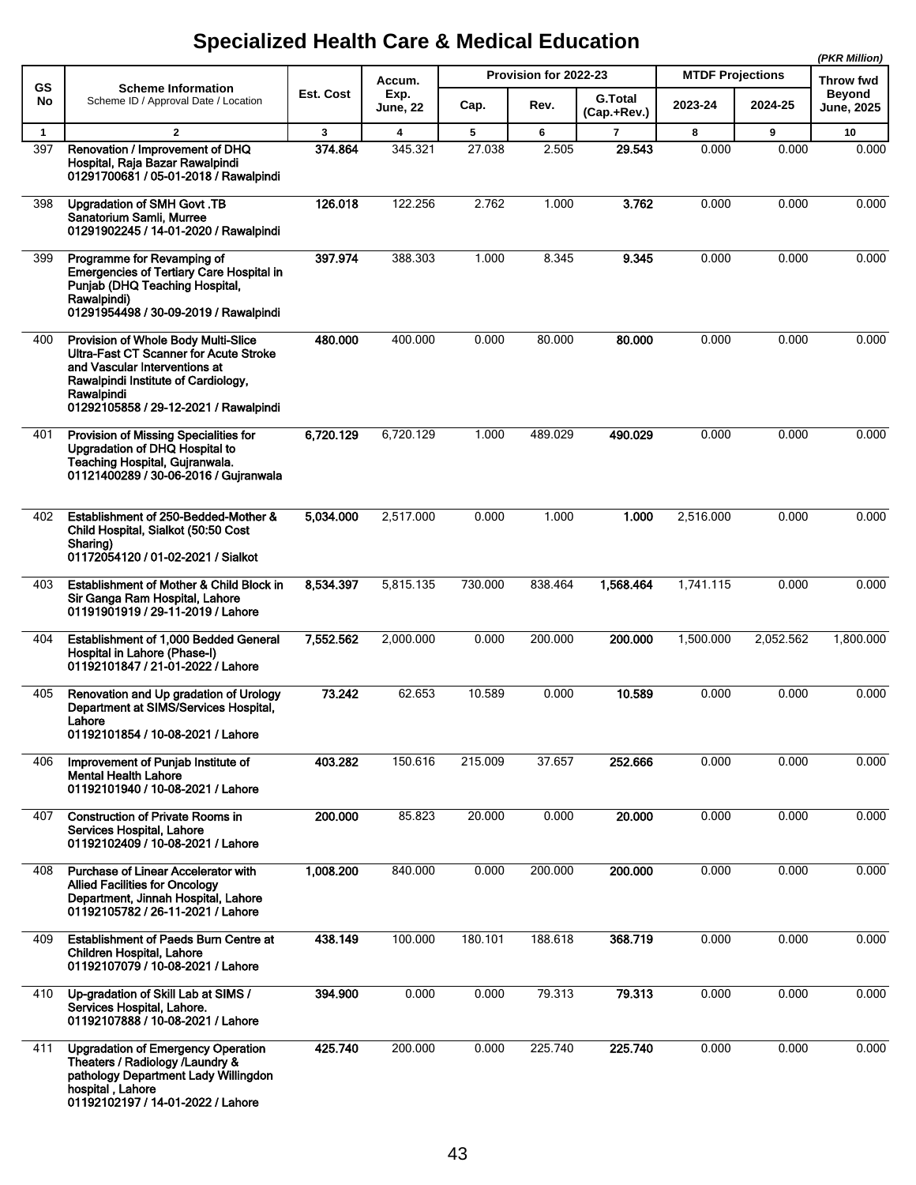# Specialized Health Care & Medical Education

*(PKR Million)*

| GS No | Scheme Information<br>Scheme ID / Approval Date / Location | Est. Cost | Accum. Exp. June, 22 | Provision for 2022-23 | | | MTDF Projections | | Throw fwd Beyond June, 2025 |
|---|---|---|---|---|---|---|---|---|---|
| | | | | Cap. | Rev. | G.Total (Cap.+Rev.) | 2023-24 | 2024-25 | |
| 1 | 2 | 3 | 4 | 5 | 6 | 7 | 8 | 9 | 10 |
| 397 | **Renovation / Improvement of DHQ Hospital, Raja Bazar Rawalpindi**<br>**01291700681 / 05-01-2018 / Rawalpindi** | **374.864** | 345.321 | 27.038 | 2.505 | **29.543** | 0.000 | 0.000 | 0.000 |
| 398 | **Upgradation of SMH Govt .TB Sanatorium Samli, Murree**<br>**01291902245 / 14-01-2020 / Rawalpindi** | **126.018** | 122.256 | 2.762 | 1.000 | **3.762** | 0.000 | 0.000 | 0.000 |
| 399 | **Programme for Revamping of Emergencies of Tertiary Care Hospital in Punjab (DHQ Teaching Hospital, Rawalpindi)**<br>**01291954498 / 30-09-2019 / Rawalpindi** | **397.974** | 388.303 | 1.000 | 8.345 | **9.345** | 0.000 | 0.000 | 0.000 |
| 400 | **Provision of Whole Body Multi-Slice Ultra-Fast CT Scanner for Acute Stroke and Vascular Interventions at Rawalpindi Institute of Cardiology, Rawalpindi**<br>**01292105858 / 29-12-2021 / Rawalpindi** | **480.000** | 400.000 | 0.000 | 80.000 | **80.000** | 0.000 | 0.000 | 0.000 |
| 401 | **Provision of Missing Specialities for Upgradation of DHQ Hospital to Teaching Hospital, Gujranwala.**<br>**01121400289 / 30-06-2016 / Gujranwala** | **6,720.129** | 6,720.129 | 1.000 | 489.029 | **490.029** | 0.000 | 0.000 | 0.000 |
| 402 | **Establishment of 250-Bedded-Mother & Child Hospital, Sialkot (50:50 Cost Sharing)**<br>**01172054120 / 01-02-2021 / Sialkot** | **5,034.000** | 2,517.000 | 0.000 | 1.000 | **1.000** | 2,516.000 | 0.000 | 0.000 |
| 403 | **Establishment of Mother & Child Block in Sir Ganga Ram Hospital, Lahore**<br>**01191901919 / 29-11-2019 / Lahore** | **8,534.397** | 5,815.135 | 730.000 | 838.464 | **1,568.464** | 1,741.115 | 0.000 | 0.000 |
| 404 | **Establishment of 1,000 Bedded General Hospital in Lahore (Phase-I)**<br>**01192101847 / 21-01-2022 / Lahore** | **7,552.562** | 2,000.000 | 0.000 | 200.000 | **200.000** | 1,500.000 | 2,052.562 | 1,800.000 |
| 405 | **Renovation and Up gradation of Urology Department at SIMS/Services Hospital, Lahore**<br>**01192101854 / 10-08-2021 / Lahore** | **73.242** | 62.653 | 10.589 | 0.000 | **10.589** | 0.000 | 0.000 | 0.000 |
| 406 | **Improvement of Punjab Institute of Mental Health Lahore**<br>**01192101940 / 10-08-2021 / Lahore** | **403.282** | 150.616 | 215.009 | 37.657 | **252.666** | 0.000 | 0.000 | 0.000 |
| 407 | **Construction of Private Rooms in Services Hospital, Lahore**<br>**01192102409 / 10-08-2021 / Lahore** | **200.000** | 85.823 | 20.000 | 0.000 | **20.000** | 0.000 | 0.000 | 0.000 |
| 408 | **Purchase of Linear Accelerator with Allied Facilities for Oncology Department, Jinnah Hospital, Lahore**<br>**01192105782 / 26-11-2021 / Lahore** | **1,008.200** | 840.000 | 0.000 | 200.000 | **200.000** | 0.000 | 0.000 | 0.000 |
| 409 | **Establishment of Paeds Burn Centre at Children Hospital, Lahore**<br>**01192107079 / 10-08-2021 / Lahore** | **438.149** | 100.000 | 180.101 | 188.618 | **368.719** | 0.000 | 0.000 | 0.000 |
| 410 | **Up-gradation of Skill Lab at SIMS / Services Hospital, Lahore.**<br>**01192107888 / 10-08-2021 / Lahore** | **394.900** | 0.000 | 0.000 | 79.313 | **79.313** | 0.000 | 0.000 | 0.000 |
| 411 | **Upgradation of Emergency Operation Theaters / Radiology /Laundry & pathology Department Lady Willingdon hospital , Lahore**<br>**01192102197 / 14-01-2022 / Lahore** | **425.740** | 200.000 | 0.000 | 225.740 | **225.740** | 0.000 | 0.000 | 0.000 |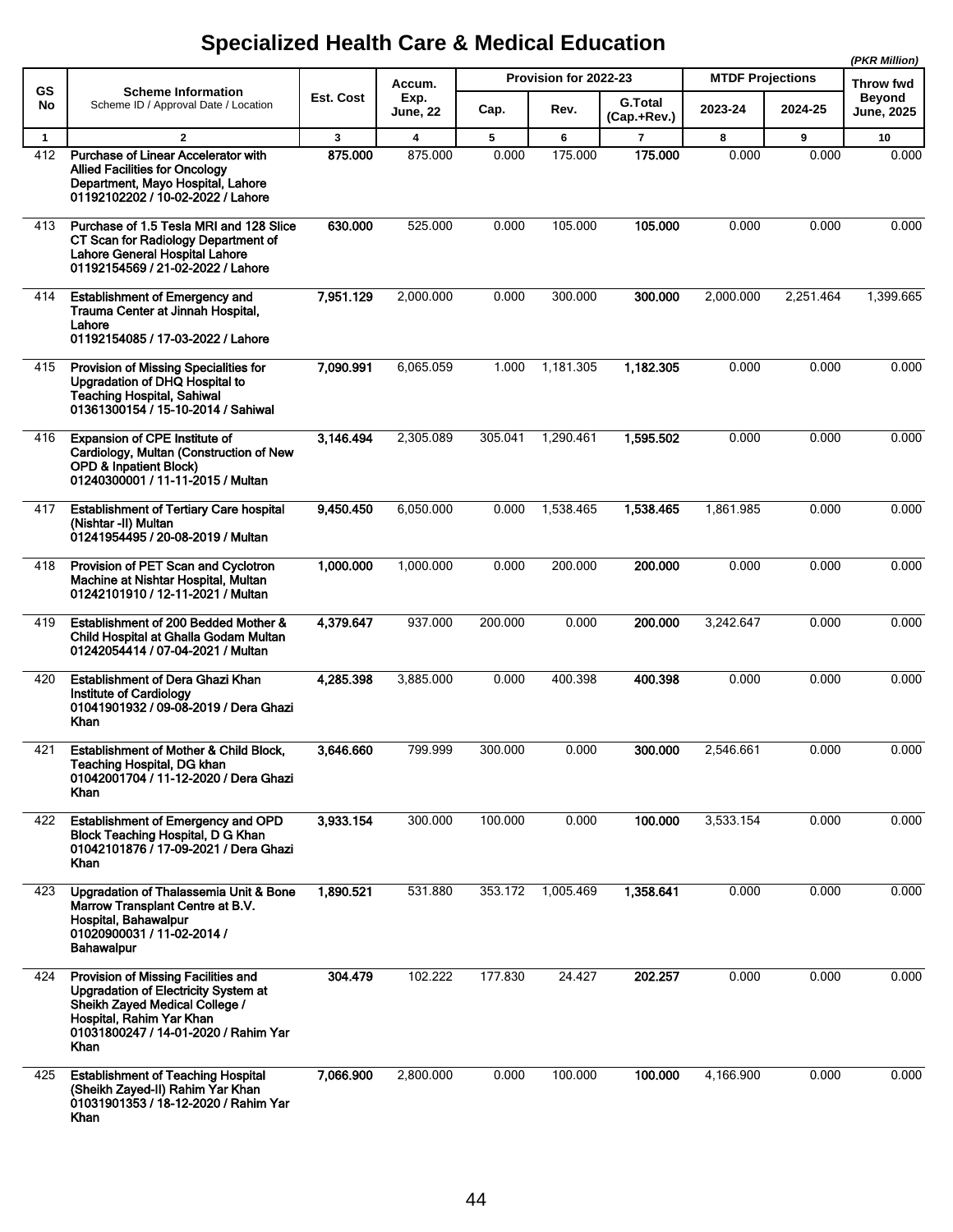# Specialized Health Care & Medical Education

*(PKR Million)*

| GS No | Scheme Information<br>Scheme ID / Approval Date / Location | Est. Cost | Accum. Exp. June, 22 | Provision for 2022-23 | | | MTDF Projections | | Throw fwd Beyond June, 2025 |
|---|---|---|---|---|---|---|---|---|---|
| | | | | Cap. | Rev. | G.Total (Cap.+Rev.) | 2023-24 | 2024-25 | |
| 1 | 2 | 3 | 4 | 5 | 6 | 7 | 8 | 9 | 10 |
| 412 | **Purchase of Linear Accelerator with Allied Facilities for Oncology Department, Mayo Hospital, Lahore**<br>**01192102202 / 10-02-2022 / Lahore** | **875.000** | 875.000 | 0.000 | 175.000 | **175.000** | 0.000 | 0.000 | 0.000 |
| 413 | **Purchase of 1.5 Tesla MRI and 128 Slice CT Scan for Radiology Department of Lahore General Hospital Lahore**<br>**01192154569 / 21-02-2022 / Lahore** | **630.000** | 525.000 | 0.000 | 105.000 | **105.000** | 0.000 | 0.000 | 0.000 |
| 414 | **Establishment of Emergency and Trauma Center at Jinnah Hospital, Lahore**<br>**01192154085 / 17-03-2022 / Lahore** | **7,951.129** | 2,000.000 | 0.000 | 300.000 | **300.000** | 2,000.000 | 2,251.464 | 1,399.665 |
| 415 | **Provision of Missing Specialities for Upgradation of DHQ Hospital to Teaching Hospital, Sahiwal**<br>**01361300154 / 15-10-2014 / Sahiwal** | **7,090.991** | 6,065.059 | 1.000 | 1,181.305 | **1,182.305** | 0.000 | 0.000 | 0.000 |
| 416 | **Expansion of CPE Institute of Cardiology, Multan (Construction of New OPD & Inpatient Block)**<br>**01240300001 / 11-11-2015 / Multan** | **3,146.494** | 2,305.089 | 305.041 | 1,290.461 | **1,595.502** | 0.000 | 0.000 | 0.000 |
| 417 | **Establishment of Tertiary Care hospital (Nishtar -II) Multan**<br>**01241954495 / 20-08-2019 / Multan** | **9,450.450** | 6,050.000 | 0.000 | 1,538.465 | **1,538.465** | 1,861.985 | 0.000 | 0.000 |
| 418 | **Provision of PET Scan and Cyclotron Machine at Nishtar Hospital, Multan**<br>**01242101910 / 12-11-2021 / Multan** | **1,000.000** | 1,000.000 | 0.000 | 200.000 | **200.000** | 0.000 | 0.000 | 0.000 |
| 419 | **Establishment of 200 Bedded Mother & Child Hospital at Ghalla Godam Multan**<br>**01242054414 / 07-04-2021 / Multan** | **4,379.647** | 937.000 | 200.000 | 0.000 | **200.000** | 3,242.647 | 0.000 | 0.000 |
| 420 | **Establishment of Dera Ghazi Khan Institute of Cardiology**<br>**01041901932 / 09-08-2019 / Dera Ghazi Khan** | **4,285.398** | 3,885.000 | 0.000 | 400.398 | **400.398** | 0.000 | 0.000 | 0.000 |
| 421 | **Establishment of Mother & Child Block, Teaching Hospital, DG khan**<br>**01042001704 / 11-12-2020 / Dera Ghazi Khan** | **3,646.660** | 799.999 | 300.000 | 0.000 | **300.000** | 2,546.661 | 0.000 | 0.000 |
| 422 | **Establishment of Emergency and OPD Block Teaching Hospital, D G Khan**<br>**01042101876 / 17-09-2021 / Dera Ghazi Khan** | **3,933.154** | 300.000 | 100.000 | 0.000 | **100.000** | 3,533.154 | 0.000 | 0.000 |
| 423 | **Upgradation of Thalassemia Unit & Bone Marrow Transplant Centre at B.V. Hospital, Bahawalpur**<br>**01020900031 / 11-02-2014 / Bahawalpur** | **1,890.521** | 531.880 | 353.172 | 1,005.469 | **1,358.641** | 0.000 | 0.000 | 0.000 |
| 424 | **Provision of Missing Facilities and Upgradation of Electricity System at Sheikh Zayed Medical College / Hospital, Rahim Yar Khan**<br>**01031800247 / 14-01-2020 / Rahim Yar Khan** | **304.479** | 102.222 | 177.830 | 24.427 | **202.257** | 0.000 | 0.000 | 0.000 |
| 425 | **Establishment of Teaching Hospital (Sheikh Zayed-II) Rahim Yar Khan**<br>**01031901353 / 18-12-2020 / Rahim Yar Khan** | **7,066.900** | 2,800.000 | 0.000 | 100.000 | **100.000** | 4,166.900 | 0.000 | 0.000 |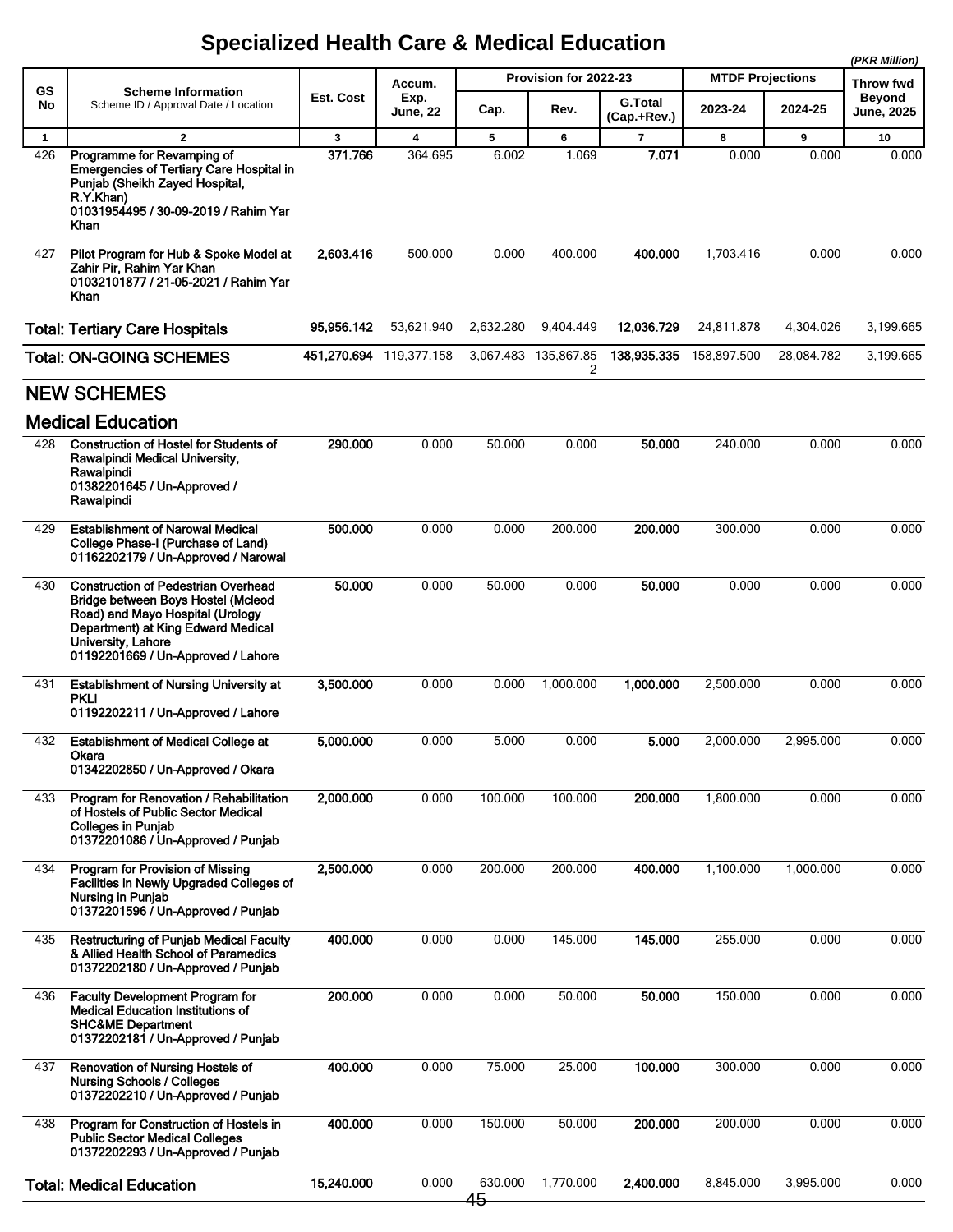# Specialized Health Care & Medical Education

*(PKR Million)*

| GS No | Scheme Information<br>Scheme ID / Approval Date / Location | Est. Cost | Accum. Exp. June, 22 | Provision for 2022-23 | | | MTDF Projections | | Throw fwd Beyond June, 2025 |
|---|---|---|---|---|---|---|---|---|---|
| | | | | Cap. | Rev. | G.Total (Cap.+Rev.) | 2023-24 | 2024-25 | |
| 1 | 2 | 3 | 4 | 5 | 6 | 7 | 8 | 9 | 10 |
| 426 | **Programme for Revamping of Emergencies of Tertiary Care Hospital in Punjab (Sheikh Zayed Hospital, R.Y.Khan)**<br>**01031954495 / 30-09-2019 / Rahim Yar Khan** | **371.766** | 364.695 | 6.002 | 1.069 | **7.071** | 0.000 | 0.000 | 0.000 |
| 427 | **Pilot Program for Hub & Spoke Model at Zahir Pir, Rahim Yar Khan**<br>**01032101877 / 21-05-2021 / Rahim Yar Khan** | **2,603.416** | 500.000 | 0.000 | 400.000 | **400.000** | 1,703.416 | 0.000 | 0.000 |
| | **Total: Tertiary Care Hospitals** | **95,956.142** | 53,621.940 | 2,632.280 | 9,404.449 | **12,036.729** | 24,811.878 | 4,304.026 | 3,199.665 |
| | **Total: ON-GOING SCHEMES** | **451,270.694** | 119,377.158 | 3,067.483 | 135,867.852 | **138,935.335** | 158,897.500 | 28,084.782 | 3,199.665 |
| | **NEW SCHEMES** | | | | | | | | |
| | **Medical Education** | | | | | | | | |
| 428 | **Construction of Hostel for Students of Rawalpindi Medical University, Rawalpindi**<br>**01382201645 / Un-Approved / Rawalpindi** | **290.000** | 0.000 | 50.000 | 0.000 | **50.000** | 240.000 | 0.000 | 0.000 |
| 429 | **Establishment of Narowal Medical College Phase-I (Purchase of Land)**<br>**01162202179 / Un-Approved / Narowal** | **500.000** | 0.000 | 0.000 | 200.000 | **200.000** | 300.000 | 0.000 | 0.000 |
| 430 | **Construction of Pedestrian Overhead Bridge between Boys Hostel (Mcleod Road) and Mayo Hospital (Urology Department) at King Edward Medical University, Lahore**<br>**01192201669 / Un-Approved / Lahore** | **50.000** | 0.000 | 50.000 | 0.000 | **50.000** | 0.000 | 0.000 | 0.000 |
| 431 | **Establishment of Nursing University at PKLI**<br>**01192202211 / Un-Approved / Lahore** | **3,500.000** | 0.000 | 0.000 | 1,000.000 | **1,000.000** | 2,500.000 | 0.000 | 0.000 |
| 432 | **Establishment of Medical College at Okara**<br>**01342202850 / Un-Approved / Okara** | **5,000.000** | 0.000 | 5.000 | 0.000 | **5.000** | 2,000.000 | 2,995.000 | 0.000 |
| 433 | **Program for Renovation / Rehabilitation of Hostels of Public Sector Medical Colleges in Punjab**<br>**01372201086 / Un-Approved / Punjab** | **2,000.000** | 0.000 | 100.000 | 100.000 | **200.000** | 1,800.000 | 0.000 | 0.000 |
| 434 | **Program for Provision of Missing Facilities in Newly Upgraded Colleges of Nursing in Punjab**<br>**01372201596 / Un-Approved / Punjab** | **2,500.000** | 0.000 | 200.000 | 200.000 | **400.000** | 1,100.000 | 1,000.000 | 0.000 |
| 435 | **Restructuring of Punjab Medical Faculty & Allied Health School of Paramedics**<br>**01372202180 / Un-Approved / Punjab** | **400.000** | 0.000 | 0.000 | 145.000 | **145.000** | 255.000 | 0.000 | 0.000 |
| 436 | **Faculty Development Program for Medical Education Institutions of SHC&ME Department**<br>**01372202181 / Un-Approved / Punjab** | **200.000** | 0.000 | 0.000 | 50.000 | **50.000** | 150.000 | 0.000 | 0.000 |
| 437 | **Renovation of Nursing Hostels of Nursing Schools / Colleges**<br>**01372202210 / Un-Approved / Punjab** | **400.000** | 0.000 | 75.000 | 25.000 | **100.000** | 300.000 | 0.000 | 0.000 |
| 438 | **Program for Construction of Hostels in Public Sector Medical Colleges**<br>**01372202293 / Un-Approved / Punjab** | **400.000** | 0.000 | 150.000 | 50.000 | **200.000** | 200.000 | 0.000 | 0.000 |
| | **Total: Medical Education** | **15,240.000** | 0.000 | 630.000 | 1,770.000 | **2,400.000** | 8,845.000 | 3,995.000 | 0.000 |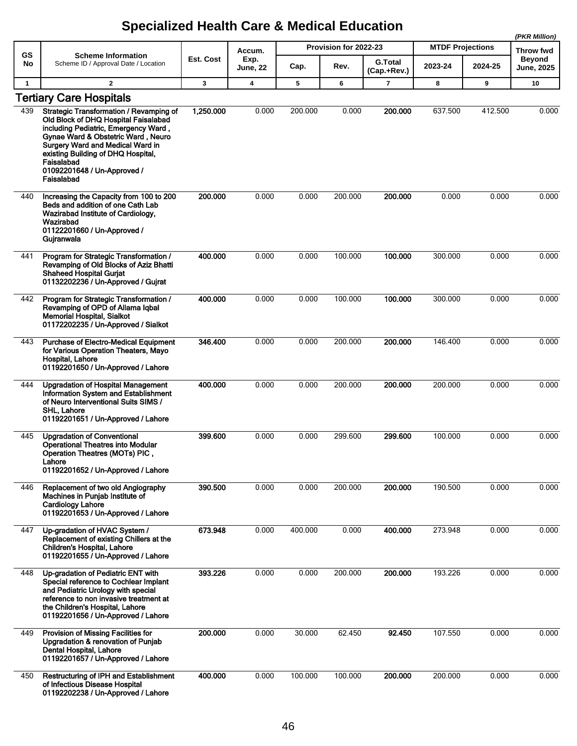# Specialized Health Care & Medical Education

*(PKR Million)*

| GS No | Scheme Information<br>Scheme ID / Approval Date / Location | Est. Cost | Accum. Exp. June, 22 | Provision for 2022-23 | | | MTDF Projections | | Throw fwd Beyond June, 2025 |
|---|---|---|---|---|---|---|---|---|---|
| | | | | Cap. | Rev. | G.Total (Cap.+Rev.) | 2023-24 | 2024-25 | |
| 1 | 2 | 3 | 4 | 5 | 6 | 7 | 8 | 9 | 10 |
| | **Tertiary Care Hospitals** | | | | | | | | |
| 439 | **Strategic Transformation / Revamping of Old Block of DHQ Hospital Faisalabad including Pediatric, Emergency Ward , Gynae Ward & Obstetric Ward , Neuro Surgery Ward and Medical Ward in existing Building of DHQ Hospital, Faisalabad**<br>**01092201648 / Un-Approved / Faisalabad** | **1,250.000** | 0.000 | 200.000 | 0.000 | **200.000** | 637.500 | 412.500 | 0.000 |
| 440 | **Increasing the Capacity from 100 to 200 Beds and addition of one Cath Lab Wazirabad Institute of Cardiology, Wazirabad**<br>**01122201660 / Un-Approved / Gujranwala** | **200.000** | 0.000 | 0.000 | 200.000 | **200.000** | 0.000 | 0.000 | 0.000 |
| 441 | **Program for Strategic Transformation / Revamping of Old Blocks of Aziz Bhatti Shaheed Hospital Gurjat**<br>**01132202236 / Un-Approved / Gujrat** | **400.000** | 0.000 | 0.000 | 100.000 | **100.000** | 300.000 | 0.000 | 0.000 |
| 442 | **Program for Strategic Transformation / Revamping of OPD of Allama Iqbal Memorial Hospital, Sialkot**<br>**01172202235 / Un-Approved / Sialkot** | **400.000** | 0.000 | 0.000 | 100.000 | **100.000** | 300.000 | 0.000 | 0.000 |
| 443 | **Purchase of Electro-Medical Equipment for Various Operation Theaters, Mayo Hospital, Lahore**<br>**01192201650 / Un-Approved / Lahore** | **346.400** | 0.000 | 0.000 | 200.000 | **200.000** | 146.400 | 0.000 | 0.000 |
| 444 | **Upgradation of Hospital Management Information System and Establishment of Neuro Interventional Suits SIMS / SHL, Lahore**<br>**01192201651 / Un-Approved / Lahore** | **400.000** | 0.000 | 0.000 | 200.000 | **200.000** | 200.000 | 0.000 | 0.000 |
| 445 | **Upgradation of Conventional Operational Theatres into Modular Operation Theatres (MOTs) PIC , Lahore**<br>**01192201652 / Un-Approved / Lahore** | **399.600** | 0.000 | 0.000 | 299.600 | **299.600** | 100.000 | 0.000 | 0.000 |
| 446 | **Replacement of two old Angiography Machines in Punjab Institute of Cardiology Lahore**<br>**01192201653 / Un-Approved / Lahore** | **390.500** | 0.000 | 0.000 | 200.000 | **200.000** | 190.500 | 0.000 | 0.000 |
| 447 | **Up-gradation of HVAC System / Replacement of existing Chillers at the Children's Hospital, Lahore**<br>**01192201655 / Un-Approved / Lahore** | **673.948** | 0.000 | 400.000 | 0.000 | **400.000** | 273.948 | 0.000 | 0.000 |
| 448 | **Up-gradation of Pediatric ENT with Special reference to Cochlear Implant and Pediatric Urology with special reference to non invasive treatment at the Children's Hospital, Lahore**<br>**01192201656 / Un-Approved / Lahore** | **393.226** | 0.000 | 0.000 | 200.000 | **200.000** | 193.226 | 0.000 | 0.000 |
| 449 | **Provision of Missing Facilities for Upgradation & renovation of Punjab Dental Hospital, Lahore**<br>**01192201657 / Un-Approved / Lahore** | **200.000** | 0.000 | 30.000 | 62.450 | **92.450** | 107.550 | 0.000 | 0.000 |
| 450 | **Restructuring of IPH and Establishment of Infectious Disease Hospital**<br>**01192202238 / Un-Approved / Lahore** | **400.000** | 0.000 | 100.000 | 100.000 | **200.000** | 200.000 | 0.000 | 0.000 |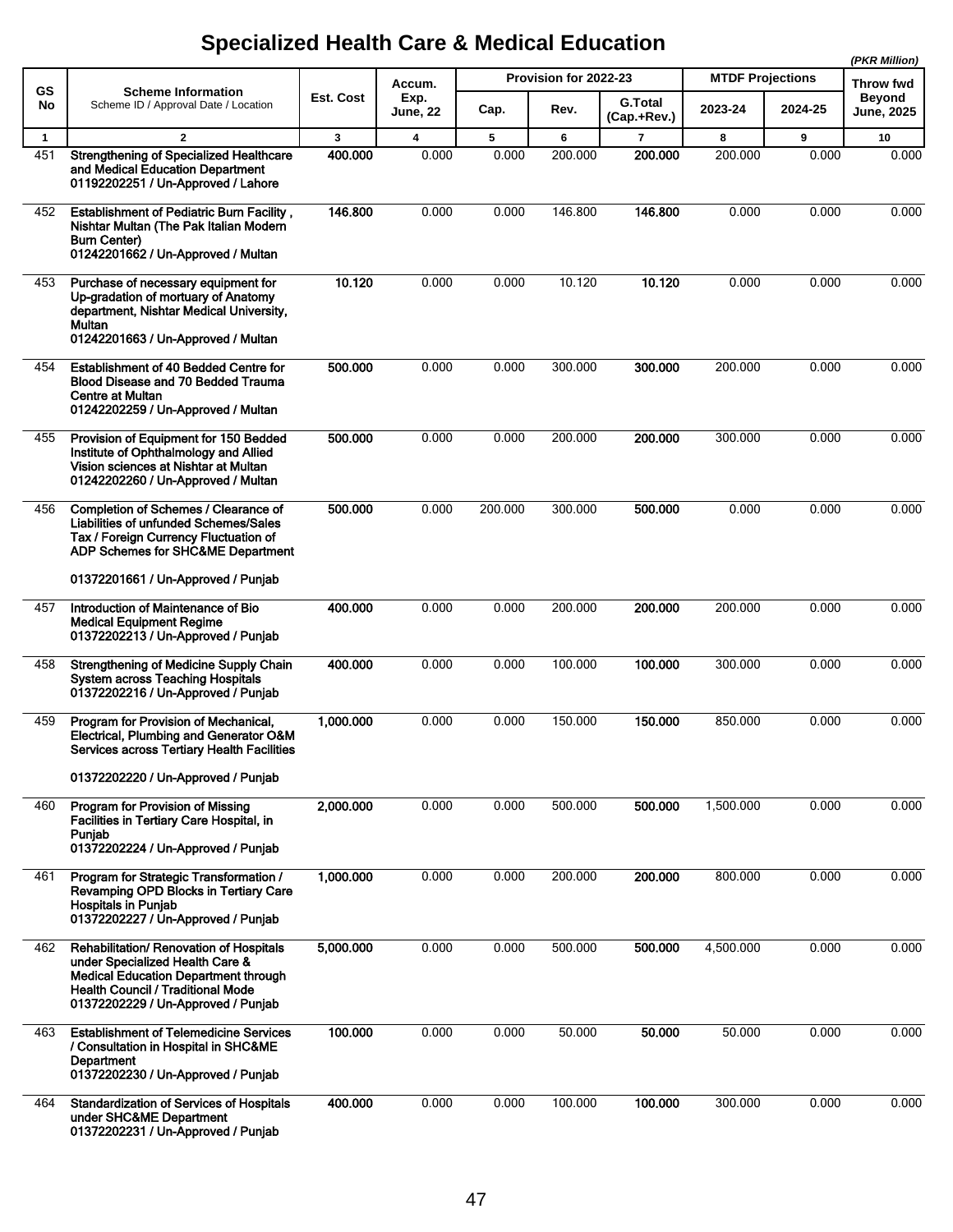# Specialized Health Care & Medical Education

*(PKR Million)*

| GS No | Scheme Information<br>Scheme ID / Approval Date / Location | Est. Cost | Accum. Exp. June, 22 | Provision for 2022-23 | | | MTDF Projections | | Throw fwd Beyond June, 2025 |
|---|---|---|---|---|---|---|---|---|---|
| | | | | Cap. | Rev. | G.Total (Cap.+Rev.) | 2023-24 | 2024-25 | |
| 1 | 2 | 3 | 4 | 5 | 6 | 7 | 8 | 9 | 10 |
| 451 | **Strengthening of Specialized Healthcare and Medical Education Department**<br>**01192202251 / Un-Approved / Lahore** | **400.000** | 0.000 | 0.000 | 200.000 | **200.000** | 200.000 | 0.000 | 0.000 |
| 452 | **Establishment of Pediatric Burn Facility , Nishtar Multan (The Pak Italian Modern Burn Center)**<br>**01242201662 / Un-Approved / Multan** | **146.800** | 0.000 | 0.000 | 146.800 | **146.800** | 0.000 | 0.000 | 0.000 |
| 453 | **Purchase of necessary equipment for Up-gradation of mortuary of Anatomy department, Nishtar Medical University, Multan**<br>**01242201663 / Un-Approved / Multan** | **10.120** | 0.000 | 0.000 | 10.120 | **10.120** | 0.000 | 0.000 | 0.000 |
| 454 | **Establishment of 40 Bedded Centre for Blood Disease and 70 Bedded Trauma Centre at Multan**<br>**01242202259 / Un-Approved / Multan** | **500.000** | 0.000 | 0.000 | 300.000 | **300.000** | 200.000 | 0.000 | 0.000 |
| 455 | **Provision of Equipment for 150 Bedded Institute of Ophthalmology and Allied Vision sciences at Nishtar at Multan**<br>**01242202260 / Un-Approved / Multan** | **500.000** | 0.000 | 0.000 | 200.000 | **200.000** | 300.000 | 0.000 | 0.000 |
| 456 | **Completion of Schemes / Clearance of Liabilities of unfunded Schemes/Sales Tax / Foreign Currency Fluctuation of ADP Schemes for SHC&ME Department**<br>**01372201661 / Un-Approved / Punjab** | **500.000** | 0.000 | 200.000 | 300.000 | **500.000** | 0.000 | 0.000 | 0.000 |
| 457 | **Introduction of Maintenance of Bio Medical Equipment Regime**<br>**01372202213 / Un-Approved / Punjab** | **400.000** | 0.000 | 0.000 | 200.000 | **200.000** | 200.000 | 0.000 | 0.000 |
| 458 | **Strengthening of Medicine Supply Chain System across Teaching Hospitals**<br>**01372202216 / Un-Approved / Punjab** | **400.000** | 0.000 | 0.000 | 100.000 | **100.000** | 300.000 | 0.000 | 0.000 |
| 459 | **Program for Provision of Mechanical, Electrical, Plumbing and Generator O&M Services across Tertiary Health Facilities**<br>**01372202220 / Un-Approved / Punjab** | **1,000.000** | 0.000 | 0.000 | 150.000 | **150.000** | 850.000 | 0.000 | 0.000 |
| 460 | **Program for Provision of Missing Facilities in Tertiary Care Hospital, in Punjab**<br>**01372202224 / Un-Approved / Punjab** | **2,000.000** | 0.000 | 0.000 | 500.000 | **500.000** | 1,500.000 | 0.000 | 0.000 |
| 461 | **Program for Strategic Transformation / Revamping OPD Blocks in Tertiary Care Hospitals in Punjab**<br>**01372202227 / Un-Approved / Punjab** | **1,000.000** | 0.000 | 0.000 | 200.000 | **200.000** | 800.000 | 0.000 | 0.000 |
| 462 | **Rehabilitation/ Renovation of Hospitals under Specialized Health Care & Medical Education Department through Health Council / Traditional Mode**<br>**01372202229 / Un-Approved / Punjab** | **5,000.000** | 0.000 | 0.000 | 500.000 | **500.000** | 4,500.000 | 0.000 | 0.000 |
| 463 | **Establishment of Telemedicine Services / Consultation in Hospital in SHC&ME Department**<br>**01372202230 / Un-Approved / Punjab** | **100.000** | 0.000 | 0.000 | 50.000 | **50.000** | 50.000 | 0.000 | 0.000 |
| 464 | **Standardization of Services of Hospitals under SHC&ME Department**<br>**01372202231 / Un-Approved / Punjab** | **400.000** | 0.000 | 0.000 | 100.000 | **100.000** | 300.000 | 0.000 | 0.000 |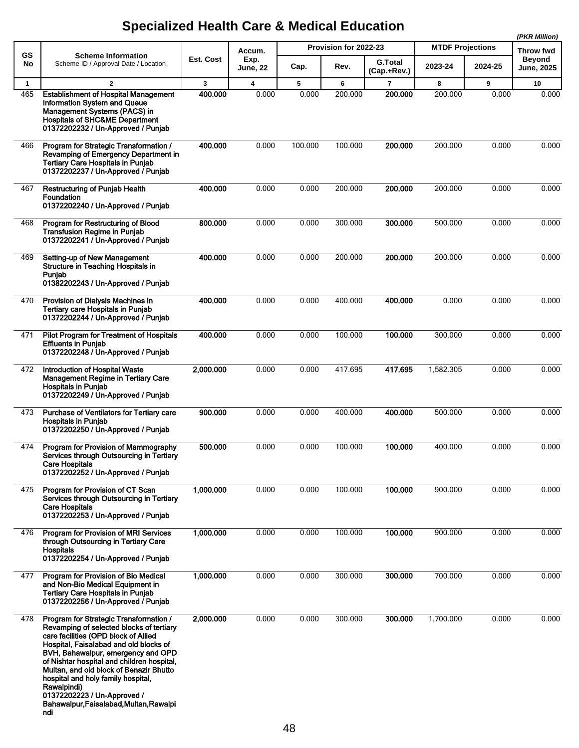# Specialized Health Care & Medical Education

*(PKR Million)*

| GS No | Scheme Information<br>Scheme ID / Approval Date / Location | Est. Cost | Accum. Exp. June, 22 | Provision for 2022-23 | | | MTDF Projections | | Throw fwd Beyond June, 2025 |
|---|---|---|---|---|---|---|---|---|---|
| | | | | Cap. | Rev. | G.Total (Cap.+Rev.) | 2023-24 | 2024-25 | |
| 1 | 2 | 3 | 4 | 5 | 6 | 7 | 8 | 9 | 10 |
| 465 | **Establishment of Hospital Management Information System and Queue Management Systems (PACS) in Hospitals of SHC&ME Department**<br>**01372202232 / Un-Approved / Punjab** | **400.000** | 0.000 | 0.000 | 200.000 | **200.000** | 200.000 | 0.000 | 0.000 |
| 466 | **Program for Strategic Transformation / Revamping of Emergency Department in Tertiary Care Hospitals in Punjab**<br>**01372202237 / Un-Approved / Punjab** | **400.000** | 0.000 | 100.000 | 100.000 | **200.000** | 200.000 | 0.000 | 0.000 |
| 467 | **Restructuring of Punjab Health Foundation**<br>**01372202240 / Un-Approved / Punjab** | **400.000** | 0.000 | 0.000 | 200.000 | **200.000** | 200.000 | 0.000 | 0.000 |
| 468 | **Program for Restructuring of Blood Transfusion Regime in Punjab**<br>**01372202241 / Un-Approved / Punjab** | **800.000** | 0.000 | 0.000 | 300.000 | **300.000** | 500.000 | 0.000 | 0.000 |
| 469 | **Setting-up of New Management Structure in Teaching Hospitals in Punjab**<br>**01382202243 / Un-Approved / Punjab** | **400.000** | 0.000 | 0.000 | 200.000 | **200.000** | 200.000 | 0.000 | 0.000 |
| 470 | **Provision of Dialysis Machines in Tertiary care Hospitals in Punjab**<br>**01372202244 / Un-Approved / Punjab** | **400.000** | 0.000 | 0.000 | 400.000 | **400.000** | 0.000 | 0.000 | 0.000 |
| 471 | **Pilot Program for Treatment of Hospitals Effluents in Punjab**<br>**01372202248 / Un-Approved / Punjab** | **400.000** | 0.000 | 0.000 | 100.000 | **100.000** | 300.000 | 0.000 | 0.000 |
| 472 | **Introduction of Hospital Waste Management Regime in Tertiary Care Hospitals in Punjab**<br>**01372202249 / Un-Approved / Punjab** | **2,000.000** | 0.000 | 0.000 | 417.695 | **417.695** | 1,582.305 | 0.000 | 0.000 |
| 473 | **Purchase of Ventilators for Tertiary care Hospitals in Punjab**<br>**01372202250 / Un-Approved / Punjab** | **900.000** | 0.000 | 0.000 | 400.000 | **400.000** | 500.000 | 0.000 | 0.000 |
| 474 | **Program for Provision of Mammography Services through Outsourcing in Tertiary Care Hospitals**<br>**01372202252 / Un-Approved / Punjab** | **500.000** | 0.000 | 0.000 | 100.000 | **100.000** | 400.000 | 0.000 | 0.000 |
| 475 | **Program for Provision of CT Scan Services through Outsourcing in Tertiary Care Hospitals**<br>**01372202253 / Un-Approved / Punjab** | **1,000.000** | 0.000 | 0.000 | 100.000 | **100.000** | 900.000 | 0.000 | 0.000 |
| 476 | **Program for Provision of MRI Services through Outsourcing in Tertiary Care Hospitals**<br>**01372202254 / Un-Approved / Punjab** | **1,000.000** | 0.000 | 0.000 | 100.000 | **100.000** | 900.000 | 0.000 | 0.000 |
| 477 | **Program for Provision of Bio Medical and Non-Bio Medical Equipment in Tertiary Care Hospitals in Punjab**<br>**01372202256 / Un-Approved / Punjab** | **1,000.000** | 0.000 | 0.000 | 300.000 | **300.000** | 700.000 | 0.000 | 0.000 |
| 478 | **Program for Strategic Transformation / Revamping of selected blocks of tertiary care facilities (OPD block of Allied Hospital, Faisalabad and old blocks of BVH, Bahawalpur, emergency and OPD of Nishtar hospital and children hospital, Multan, and old block of Benazir Bhutto hospital and holy family hospital, Rawalpindi)**<br>**01372202223 / Un-Approved / Bahawalpur,Faisalabad,Multan,Rawalpindi** | **2,000.000** | 0.000 | 0.000 | 300.000 | **300.000** | 1,700.000 | 0.000 | 0.000 |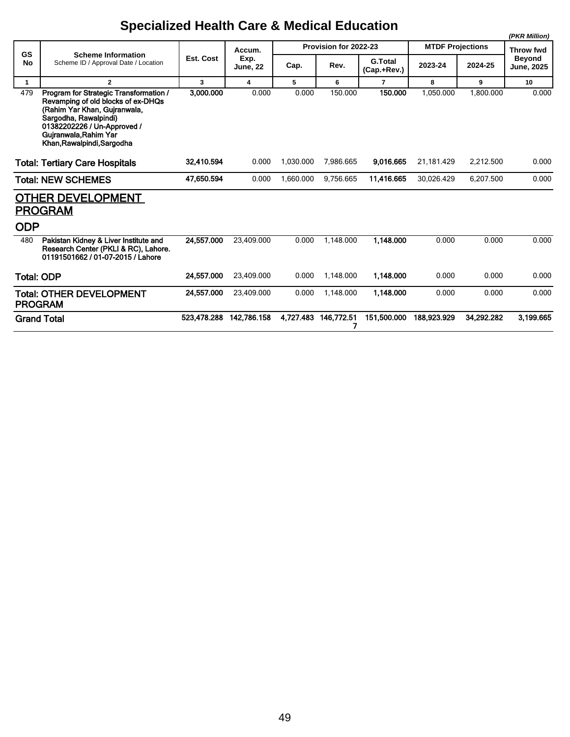# Specialized Health Care & Medical Education

*(PKR Million)*

| GS No | Scheme Information<br>Scheme ID / Approval Date / Location | Est. Cost | Accum. Exp. June, 22 | Provision for 2022-23 | | | MTDF Projections | | Throw fwd Beyond June, 2025 |
|---|---|---|---|---|---|---|---|---|---|
| | | | | Cap. | Rev. | G.Total (Cap.+Rev.) | 2023-24 | 2024-25 | |
| 1 | 2 | 3 | 4 | 5 | 6 | 7 | 8 | 9 | 10 |
| 479 | **Program for Strategic Transformation / Revamping of old blocks of ex-DHQs (Rahim Yar Khan, Gujranwala, Sargodha, Rawalpindi) 01382202226 / Un-Approved / Gujranwala,Rahim Yar Khan,Rawalpindi,Sargodha** | **3,000.000** | 0.000 | 0.000 | 150.000 | **150.000** | 1,050.000 | 1,800.000 | 0.000 |
| | **Total: Tertiary Care Hospitals** | **32,410.594** | 0.000 | 1,030.000 | 7,986.665 | **9,016.665** | 21,181.429 | 2,212.500 | 0.000 |
| | **Total: NEW SCHEMES** | **47,650.594** | 0.000 | 1,660.000 | 9,756.665 | **11,416.665** | 30,026.429 | 6,207.500 | 0.000 |
| | **OTHER DEVELOPMENT PROGRAM** | | | | | | | | |
| | **ODP** | | | | | | | | |
| 480 | **Pakistan Kidney & Liver Institute and Research Center (PKLI & RC), Lahore. 01191501662 / 01-07-2015 / Lahore** | **24,557.000** | 23,409.000 | 0.000 | 1,148.000 | **1,148.000** | 0.000 | 0.000 | 0.000 |
| | **Total: ODP** | **24,557.000** | 23,409.000 | 0.000 | 1,148.000 | **1,148.000** | 0.000 | 0.000 | 0.000 |
| | **Total: OTHER DEVELOPMENT PROGRAM** | **24,557.000** | 23,409.000 | 0.000 | 1,148.000 | **1,148.000** | 0.000 | 0.000 | 0.000 |
| | **Grand Total** | **523,478.288** | **142,786.158** | **4,727.483** | **146,772.517** | **151,500.000** | **188,923.929** | **34,292.282** | **3,199.665** |